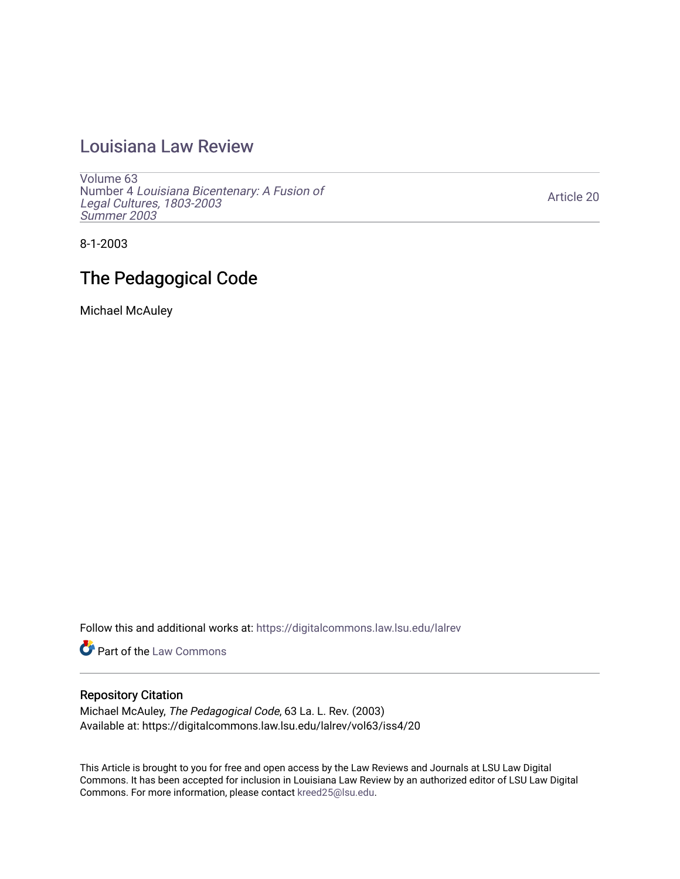# Louisiana Law Review

Volume 63
Number 4 *Louisiana Bicentenary: A Fusion of Legal Cultures, 1803-2003*
*Summer 2003*

Article 20

8-1-2003

## The Pedagogical Code

Michael McAuley

Follow this and additional works at: https://digitalcommons.law.lsu.edu/lalrev

Part of the Law Commons

### Repository Citation

Michael McAuley, *The Pedagogical Code*, 63 La. L. Rev. (2003)
Available at: https://digitalcommons.law.lsu.edu/lalrev/vol63/iss4/20

This Article is brought to you for free and open access by the Law Reviews and Journals at LSU Law Digital Commons. It has been accepted for inclusion in Louisiana Law Review by an authorized editor of LSU Law Digital Commons. For more information, please contact kreed25@lsu.edu.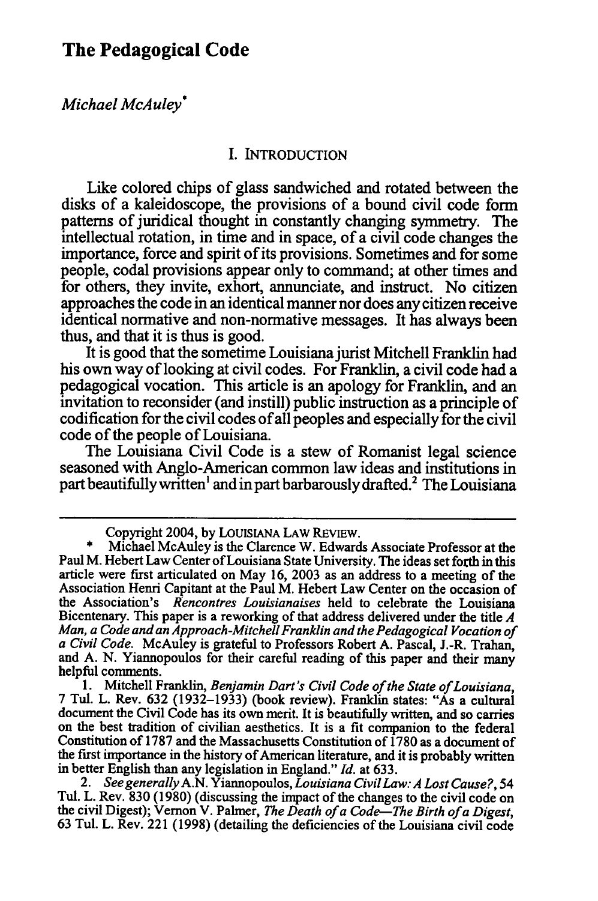# The Pedagogical Code

*Michael McAuley*[*]

## I. INTRODUCTION

Like colored chips of glass sandwiched and rotated between the disks of a kaleidoscope, the provisions of a bound civil code form patterns of juridical thought in constantly changing symmetry. The intellectual rotation, in time and in space, of a civil code changes the importance, force and spirit of its provisions. Sometimes and for some people, codal provisions appear only to command; at other times and for others, they invite, exhort, annunciate, and instruct. No citizen approaches the code in an identical manner nor does any citizen receive identical normative and non-normative messages. It has always been thus, and that it is thus is good.

It is good that the sometime Louisiana jurist Mitchell Franklin had his own way of looking at civil codes. For Franklin, a civil code had a pedagogical vocation. This article is an apology for Franklin, and an invitation to reconsider (and instill) public instruction as a principle of codification for the civil codes of all peoples and especially for the civil code of the people of Louisiana.

The Louisiana Civil Code is a stew of Romanist legal science seasoned with Anglo-American common law ideas and institutions in part beautifully written[1] and in part barbarously drafted.[2] The Louisiana

---

Copyright 2004, by LOUISIANA LAW REVIEW.

\* Michael McAuley is the Clarence W. Edwards Associate Professor at the Paul M. Hebert Law Center of Louisiana State University. The ideas set forth in this article were first articulated on May 16, 2003 as an address to a meeting of the Association Henri Capitant at the Paul M. Hebert Law Center on the occasion of the Association's *Rencontres Louisianaises* held to celebrate the Louisiana Bicentenary. This paper is a reworking of that address delivered under the title *A Man, a Code and an Approach-Mitchell Franklin and the Pedagogical Vocation of a Civil Code*. McAuley is grateful to Professors Robert A. Pascal, J.-R. Trahan, and A. N. Yiannopoulos for their careful reading of this paper and their many helpful comments.

1. Mitchell Franklin, *Benjamin Dart's Civil Code of the State of Louisiana*, 7 Tul. L. Rev. 632 (1932–1933) (book review). Franklin states: "As a cultural document the Civil Code has its own merit. It is beautifully written, and so carries on the best tradition of civilian aesthetics. It is a fit companion to the federal Constitution of 1787 and the Massachusetts Constitution of 1780 as a document of the first importance in the history of American literature, and it is probably written in better English than any legislation in England." *Id.* at 633.

2. *See generally* A.N. Yiannopoulos, *Louisiana Civil Law: A Lost Cause?*, 54 Tul. L. Rev. 830 (1980) (discussing the impact of the changes to the civil code on the civil Digest); Vernon V. Palmer, *The Death of a Code—The Birth of a Digest*, 63 Tul. L. Rev. 221 (1998) (detailing the deficiencies of the Louisiana civil code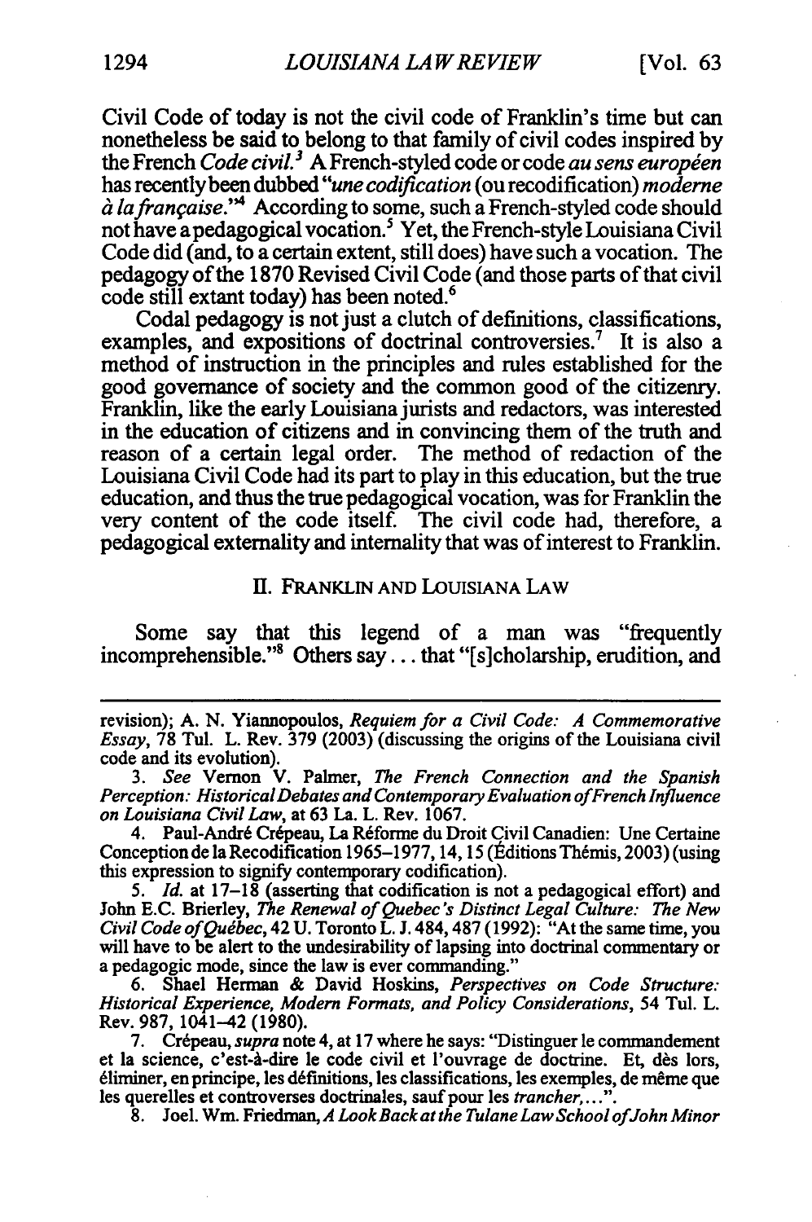Civil Code of today is not the civil code of Franklin's time but can nonetheless be said to belong to that family of civil codes inspired by the French *Code civil.*[3] A French-styled code or code *au sens européen* has recently been dubbed "*une codification* (ou recodification) *moderne à la française.*"[4] According to some, such a French-styled code should not have a pedagogical vocation.[5] Yet, the French-style Louisiana Civil Code did (and, to a certain extent, still does) have such a vocation. The pedagogy of the 1870 Revised Civil Code (and those parts of that civil code still extant today) has been noted.[6]

Codal pedagogy is not just a clutch of definitions, classifications, examples, and expositions of doctrinal controversies.[7] It is also a method of instruction in the principles and rules established for the good governance of society and the common good of the citizenry. Franklin, like the early Louisiana jurists and redactors, was interested in the education of citizens and in convincing them of the truth and reason of a certain legal order. The method of redaction of the Louisiana Civil Code had its part to play in this education, but the true education, and thus the true pedagogical vocation, was for Franklin the very content of the code itself. The civil code had, therefore, a pedagogical externality and internality that was of interest to Franklin.

## II. FRANKLIN AND LOUISIANA LAW

Some say that this legend of a man was "frequently incomprehensible."[8] Others say . . . that "[s]cholarship, erudition, and

---

revision); A. N. Yiannopoulos, *Requiem for a Civil Code: A Commemorative Essay*, 78 Tul. L. Rev. 379 (2003) (discussing the origins of the Louisiana civil code and its evolution).

3. *See* Vernon V. Palmer, *The French Connection and the Spanish Perception: Historical Debates and Contemporary Evaluation of French Influence on Louisiana Civil Law*, at 63 La. L. Rev. 1067.

4. Paul-André Crépeau, La Réforme du Droit Civil Canadien: Une Certaine Conception de la Recodification 1965–1977, 14, 15 (Éditions Thémis, 2003) (using this expression to signify contemporary codification).

5. *Id.* at 17–18 (asserting that codification is not a pedagogical effort) and John E.C. Brierley, *The Renewal of Quebec's Distinct Legal Culture: The New Civil Code of Québec*, 42 U. Toronto L. J. 484, 487 (1992): "At the same time, you will have to be alert to the undesirability of lapsing into doctrinal commentary or a pedagogic mode, since the law is ever commanding."

6. Shael Herman & David Hoskins, *Perspectives on Code Structure: Historical Experience, Modern Formats, and Policy Considerations*, 54 Tul. L. Rev. 987, 1041–42 (1980).

7. Crépeau, *supra* note 4, at 17 where he says: "Distinguer le commandement et la science, c'est-à-dire le code civil et l'ouvrage de doctrine. Et, dès lors, éliminer, en principe, les définitions, les classifications, les exemples, de même que les querelles et controverses doctrinales, sauf pour les *trancher*,...".

8. Joel. Wm. Friedman, *A Look Back at the Tulane Law School of John Minor*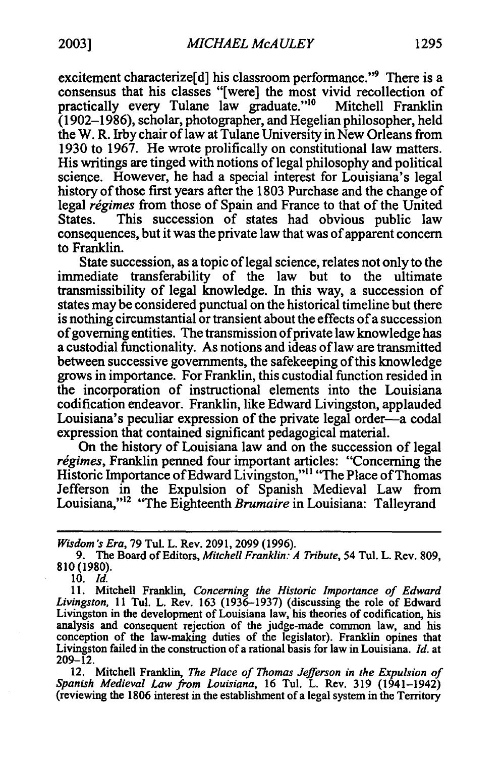excitement characterize[d] his classroom performance."[9] There is a consensus that his classes "[were] the most vivid recollection of practically every Tulane law graduate."[10] Mitchell Franklin (1902–1986), scholar, photographer, and Hegelian philosopher, held the W. R. Irby chair of law at Tulane University in New Orleans from 1930 to 1967. He wrote prolifically on constitutional law matters. His writings are tinged with notions of legal philosophy and political science. However, he had a special interest for Louisiana's legal history of those first years after the 1803 Purchase and the change of legal *régimes* from those of Spain and France to that of the United States. This succession of states had obvious public law consequences, but it was the private law that was of apparent concern to Franklin.

State succession, as a topic of legal science, relates not only to the immediate transferability of the law but to the ultimate transmissibility of legal knowledge. In this way, a succession of states may be considered punctual on the historical timeline but there is nothing circumstantial or transient about the effects of a succession of governing entities. The transmission of private law knowledge has a custodial functionality. As notions and ideas of law are transmitted between successive governments, the safekeeping of this knowledge grows in importance. For Franklin, this custodial function resided in the incorporation of instructional elements into the Louisiana codification endeavor. Franklin, like Edward Livingston, applauded Louisiana's peculiar expression of the private legal order—a codal expression that contained significant pedagogical material.

On the history of Louisiana law and on the succession of legal *régimes*, Franklin penned four important articles: "Concerning the Historic Importance of Edward Livingston,"[11] "The Place of Thomas Jefferson in the Expulsion of Spanish Medieval Law from Louisiana,"[12] "The Eighteenth *Brumaire* in Louisiana: Talleyrand

---

*Wisdom's Era*, 79 Tul. L. Rev. 2091, 2099 (1996).

9. The Board of Editors, *Mitchell Franklin: A Tribute*, 54 Tul. L. Rev. 809, 810 (1980).

10. *Id.*

11. Mitchell Franklin, *Concerning the Historic Importance of Edward Livingston*, 11 Tul. L. Rev. 163 (1936–1937) (discussing the role of Edward Livingston in the development of Louisiana law, his theories of codification, his analysis and consequent rejection of the judge-made common law, and his conception of the law-making duties of the legislator). Franklin opines that Livingston failed in the construction of a rational basis for law in Louisiana. *Id.* at 209–12.

12. Mitchell Franklin, *The Place of Thomas Jefferson in the Expulsion of Spanish Medieval Law from Louisiana*, 16 Tul. L. Rev. 319 (1941–1942) (reviewing the 1806 interest in the establishment of a legal system in the Territory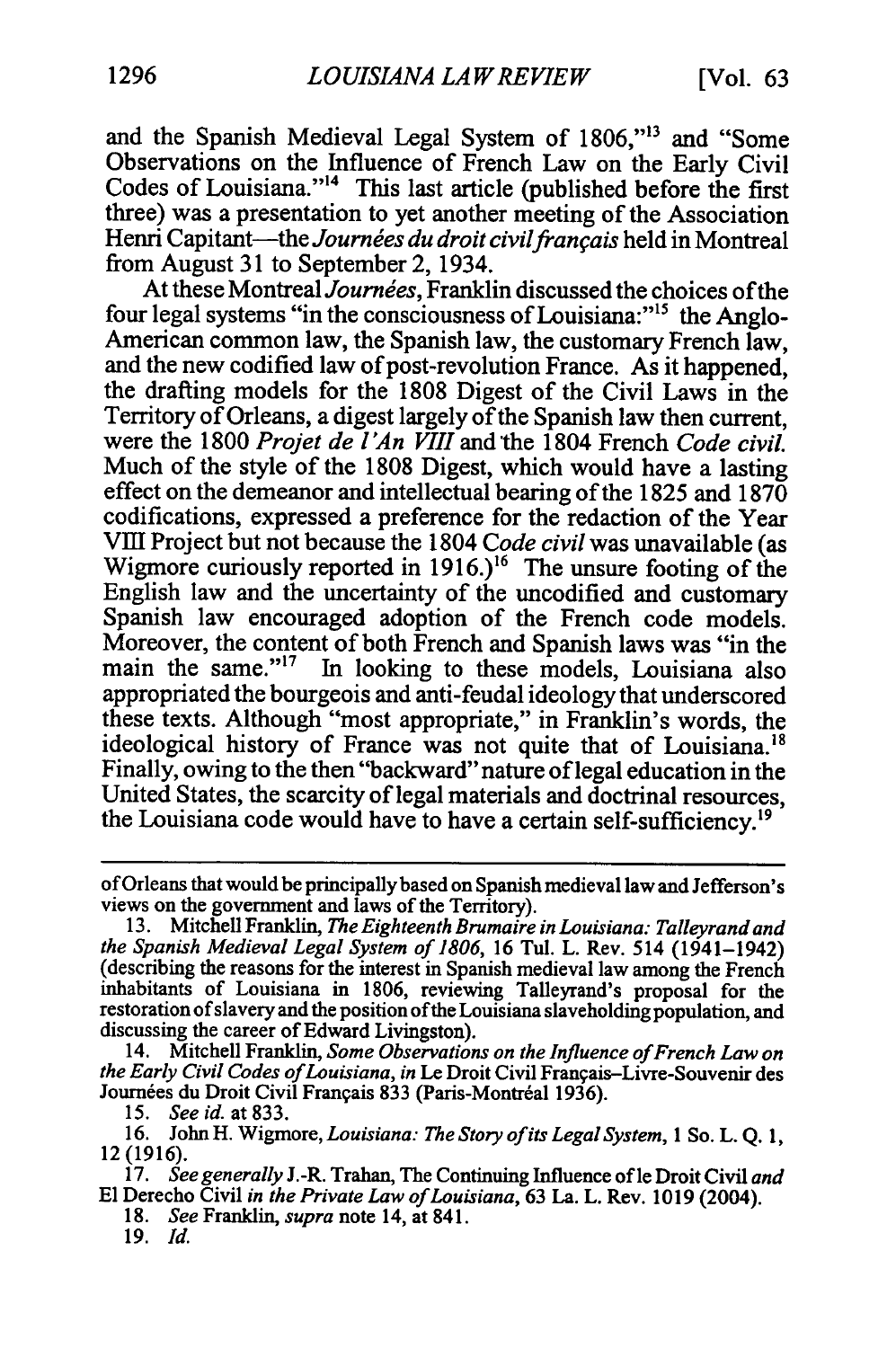and the Spanish Medieval Legal System of 1806,"[13] and "Some Observations on the Influence of French Law on the Early Civil Codes of Louisiana."[14] This last article (published before the first three) was a presentation to yet another meeting of the Association Henri Capitant—the *Journées du droit civil français* held in Montreal from August 31 to September 2, 1934.

At these Montreal *Journées*, Franklin discussed the choices of the four legal systems "in the consciousness of Louisiana:"[15] the Anglo-American common law, the Spanish law, the customary French law, and the new codified law of post-revolution France. As it happened, the drafting models for the 1808 Digest of the Civil Laws in the Territory of Orleans, a digest largely of the Spanish law then current, were the 1800 *Projet de l'An VIII* and the 1804 French *Code civil.* Much of the style of the 1808 Digest, which would have a lasting effect on the demeanor and intellectual bearing of the 1825 and 1870 codifications, expressed a preference for the redaction of the Year VIII Project but not because the 1804 *Code civil* was unavailable (as Wigmore curiously reported in 1916.)[16] The unsure footing of the English law and the uncertainty of the uncodified and customary Spanish law encouraged adoption of the French code models. Moreover, the content of both French and Spanish laws was "in the main the same."[17] In looking to these models, Louisiana also appropriated the bourgeois and anti-feudal ideology that underscored these texts. Although "most appropriate," in Franklin's words, the ideological history of France was not quite that of Louisiana.[18] Finally, owing to the then "backward" nature of legal education in the United States, the scarcity of legal materials and doctrinal resources, the Louisiana code would have to have a certain self-sufficiency.[19]

---

of Orleans that would be principally based on Spanish medieval law and Jefferson's views on the government and laws of the Territory).

13. Mitchell Franklin, *The Eighteenth Brumaire in Louisiana: Talleyrand and the Spanish Medieval Legal System of 1806*, 16 Tul. L. Rev. 514 (1941–1942) (describing the reasons for the interest in Spanish medieval law among the French inhabitants of Louisiana in 1806, reviewing Talleyrand's proposal for the restoration of slavery and the position of the Louisiana slaveholding population, and discussing the career of Edward Livingston).

14. Mitchell Franklin, *Some Observations on the Influence of French Law on the Early Civil Codes of Louisiana*, *in* Le Droit Civil Français–Livre-Souvenir des Journées du Droit Civil Français 833 (Paris-Montréal 1936).

15. *See id.* at 833.

16. John H. Wigmore, *Louisiana: The Story of its Legal System*, 1 So. L. Q. 1, 12 (1916).

17. *See generally* J.-R. Trahan, The Continuing Influence of le Droit Civil *and* El Derecho Civil *in the Private Law of Louisiana*, 63 La. L. Rev. 1019 (2004).

18. *See* Franklin, *supra* note 14, at 841.

19. *Id.*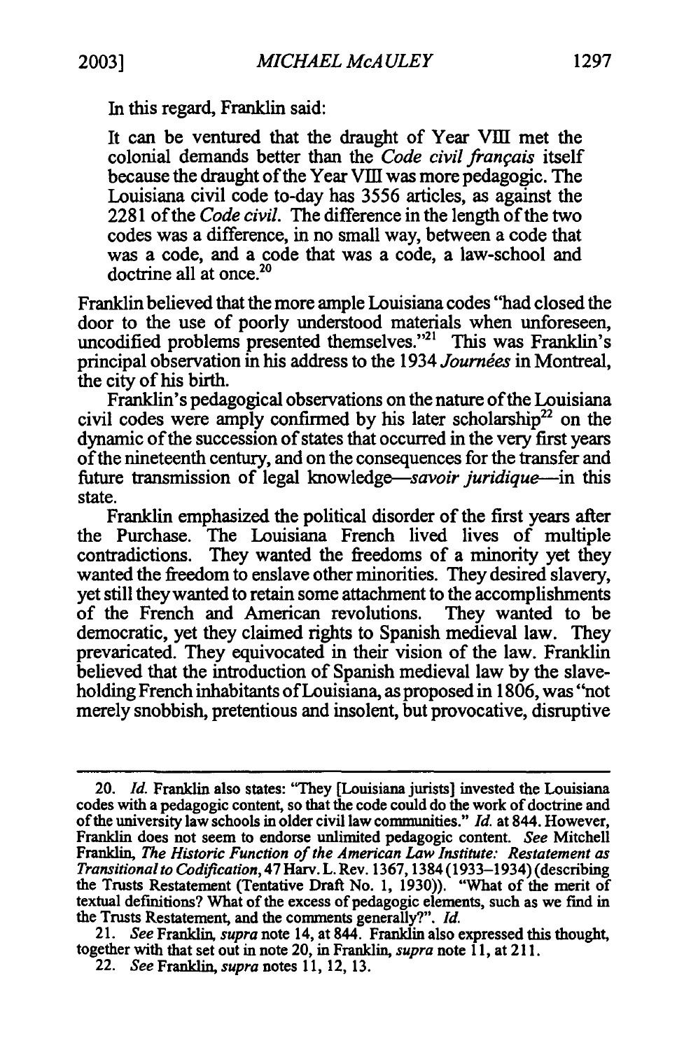In this regard, Franklin said:

> It can be ventured that the draught of Year VIII met the colonial demands better than the *Code civil français* itself because the draught of the Year VIII was more pedagogic. The Louisiana civil code to-day has 3556 articles, as against the 2281 of the *Code civil*. The difference in the length of the two codes was a difference, in no small way, between a code that was a code, and a code that was a code, a law-school and doctrine all at once.[20]

Franklin believed that the more ample Louisiana codes "had closed the door to the use of poorly understood materials when unforeseen, uncodified problems presented themselves."[21] This was Franklin's principal observation in his address to the 1934 *Journées* in Montreal, the city of his birth.

Franklin's pedagogical observations on the nature of the Louisiana civil codes were amply confirmed by his later scholarship[22] on the dynamic of the succession of states that occurred in the very first years of the nineteenth century, and on the consequences for the transfer and future transmission of legal knowledge—*savoir juridique*—in this state.

Franklin emphasized the political disorder of the first years after the Purchase. The Louisiana French lived lives of multiple contradictions. They wanted the freedoms of a minority yet they wanted the freedom to enslave other minorities. They desired slavery, yet still they wanted to retain some attachment to the accomplishments of the French and American revolutions. They wanted to be democratic, yet they claimed rights to Spanish medieval law. They prevaricated. They equivocated in their vision of the law. Franklin believed that the introduction of Spanish medieval law by the slave-holding French inhabitants of Louisiana, as proposed in 1806, was "not merely snobbish, pretentious and insolent, but provocative, disruptive

---

20. *Id.* Franklin also states: "They [Louisiana jurists] invested the Louisiana codes with a pedagogic content, so that the code could do the work of doctrine and of the university law schools in older civil law communities." *Id.* at 844. However, Franklin does not seem to endorse unlimited pedagogic content. *See* Mitchell Franklin, *The Historic Function of the American Law Institute: Restatement as Transitional to Codification*, 47 Harv. L. Rev. 1367, 1384 (1933–1934) (describing the Trusts Restatement (Tentative Draft No. 1, 1930)). "What of the merit of textual definitions? What of the excess of pedagogic elements, such as we find in the Trusts Restatement, and the comments generally?". *Id.*

21. *See* Franklin, *supra* note 14, at 844. Franklin also expressed this thought, together with that set out in note 20, in Franklin, *supra* note 11, at 211.

22. *See* Franklin, *supra* notes 11, 12, 13.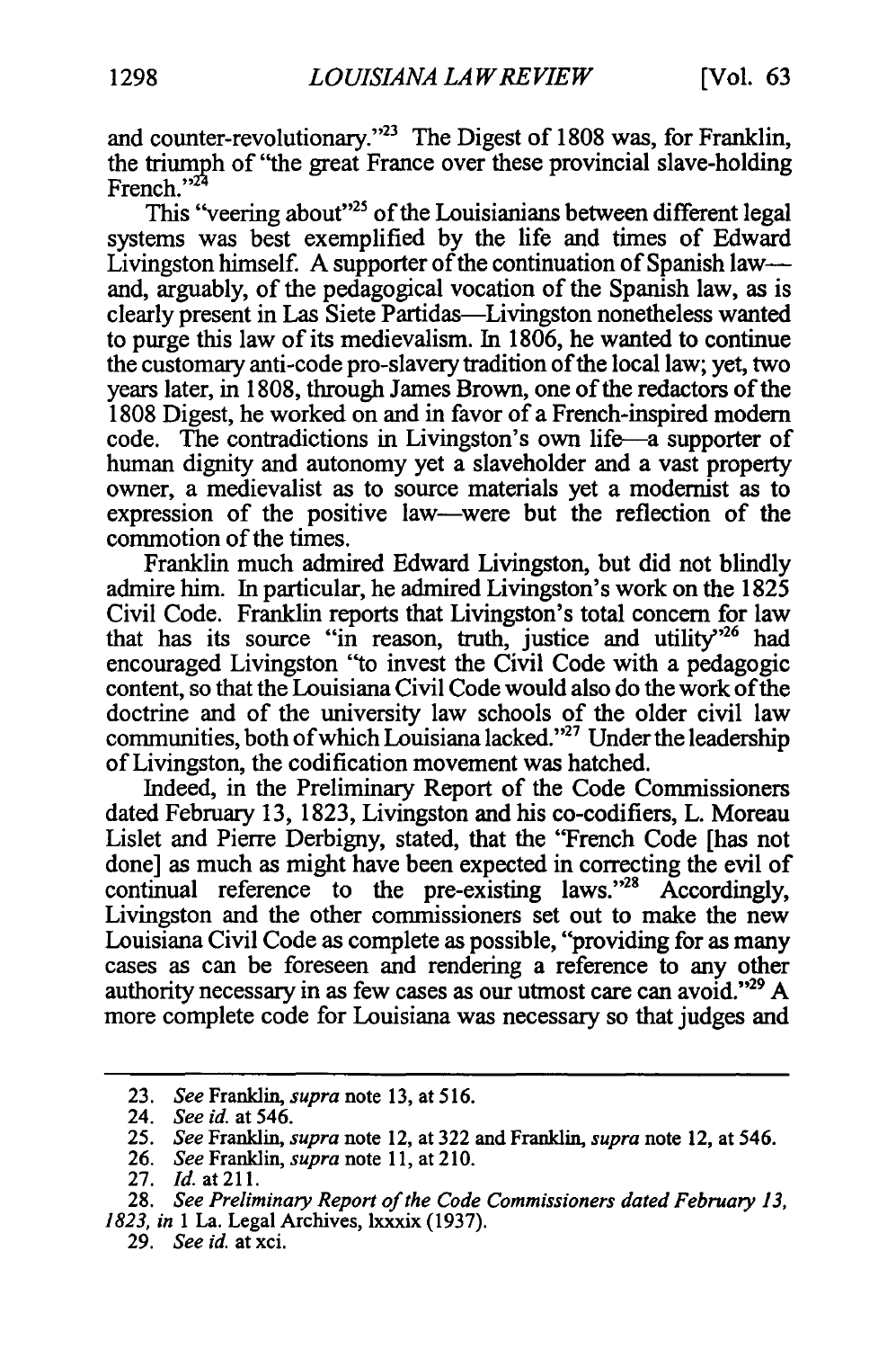and counter-revolutionary."[23] The Digest of 1808 was, for Franklin, the triumph of "the great France over these provincial slave-holding French."[24]

This "veering about"[25] of the Louisianians between different legal systems was best exemplified by the life and times of Edward Livingston himself. A supporter of the continuation of Spanish law—and, arguably, of the pedagogical vocation of the Spanish law, as is clearly present in Las Siete Partidas—Livingston nonetheless wanted to purge this law of its medievalism. In 1806, he wanted to continue the customary anti-code pro-slavery tradition of the local law; yet, two years later, in 1808, through James Brown, one of the redactors of the 1808 Digest, he worked on and in favor of a French-inspired modern code. The contradictions in Livingston's own life—a supporter of human dignity and autonomy yet a slaveholder and a vast property owner, a medievalist as to source materials yet a modernist as to expression of the positive law—were but the reflection of the commotion of the times.

Franklin much admired Edward Livingston, but did not blindly admire him. In particular, he admired Livingston's work on the 1825 Civil Code. Franklin reports that Livingston's total concern for law that has its source "in reason, truth, justice and utility"[26] had encouraged Livingston "to invest the Civil Code with a pedagogic content, so that the Louisiana Civil Code would also do the work of the doctrine and of the university law schools of the older civil law communities, both of which Louisiana lacked."[27] Under the leadership of Livingston, the codification movement was hatched.

Indeed, in the Preliminary Report of the Code Commissioners dated February 13, 1823, Livingston and his co-codifiers, L. Moreau Lislet and Pierre Derbigny, stated, that the "French Code [has not done] as much as might have been expected in correcting the evil of continual reference to the pre-existing laws."[28] Accordingly, Livingston and the other commissioners set out to make the new Louisiana Civil Code as complete as possible, "providing for as many cases as can be foreseen and rendering a reference to any other authority necessary in as few cases as our utmost care can avoid."[29] A more complete code for Louisiana was necessary so that judges and

---

23. *See* Franklin, *supra* note 13, at 516.

24. *See id.* at 546.

25. *See* Franklin, *supra* note 12, at 322 and Franklin, *supra* note 12, at 546.

26. *See* Franklin, *supra* note 11, at 210.

27. *Id.* at 211.

28. *See Preliminary Report of the Code Commissioners dated February 13, 1823*, *in* 1 La. Legal Archives, lxxxix (1937).

29. *See id.* at xci.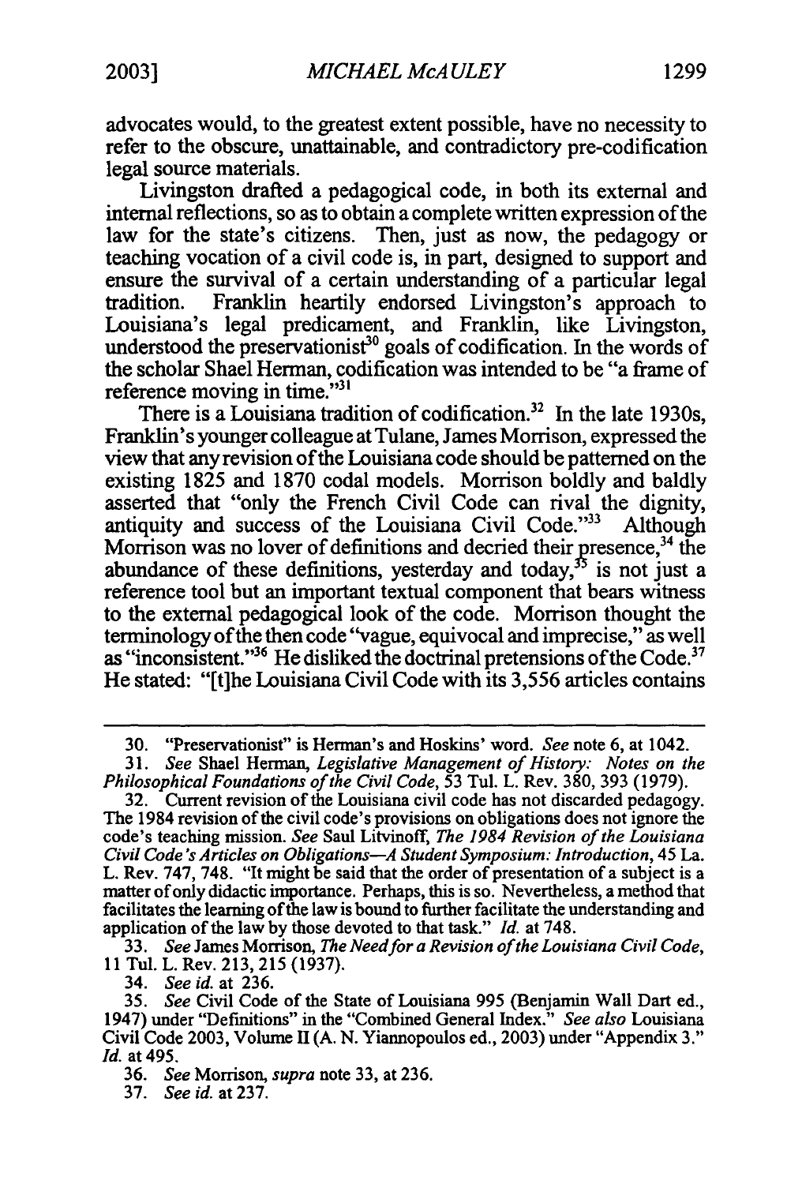advocates would, to the greatest extent possible, have no necessity to refer to the obscure, unattainable, and contradictory pre-codification legal source materials.

Livingston drafted a pedagogical code, in both its external and internal reflections, so as to obtain a complete written expression of the law for the state's citizens. Then, just as now, the pedagogy or teaching vocation of a civil code is, in part, designed to support and ensure the survival of a certain understanding of a particular legal tradition. Franklin heartily endorsed Livingston's approach to Louisiana's legal predicament, and Franklin, like Livingston, understood the preservationist[30] goals of codification. In the words of the scholar Shael Herman, codification was intended to be "a frame of reference moving in time."[31]

There is a Louisiana tradition of codification.[32] In the late 1930s, Franklin's younger colleague at Tulane, James Morrison, expressed the view that any revision of the Louisiana code should be patterned on the existing 1825 and 1870 codal models. Morrison boldly and baldly asserted that "only the French Civil Code can rival the dignity, antiquity and success of the Louisiana Civil Code."[33] Although Morrison was no lover of definitions and decried their presence,[34] the abundance of these definitions, yesterday and today,[35] is not just a reference tool but an important textual component that bears witness to the external pedagogical look of the code. Morrison thought the terminology of the then code "vague, equivocal and imprecise," as well as "inconsistent."[36] He disliked the doctrinal pretensions of the Code.[37] He stated: "[t]he Louisiana Civil Code with its 3,556 articles contains

---

30. "Preservationist" is Herman's and Hoskins' word. *See* note 6, at 1042.

31. *See* Shael Herman, *Legislative Management of History: Notes on the Philosophical Foundations of the Civil Code*, 53 Tul. L. Rev. 380, 393 (1979).

32. Current revision of the Louisiana civil code has not discarded pedagogy. The 1984 revision of the civil code's provisions on obligations does not ignore the code's teaching mission. *See* Saul Litvinoff, *The 1984 Revision of the Louisiana Civil Code's Articles on Obligations—A Student Symposium: Introduction*, 45 La. L. Rev. 747, 748. "It might be said that the order of presentation of a subject is a matter of only didactic importance. Perhaps, this is so. Nevertheless, a method that facilitates the learning of the law is bound to further facilitate the understanding and application of the law by those devoted to that task." *Id.* at 748.

33. *See* James Morrison, *The Need for a Revision of the Louisiana Civil Code*, 11 Tul. L. Rev. 213, 215 (1937).

34. *See id.* at 236.

35. *See* Civil Code of the State of Louisiana 995 (Benjamin Wall Dart ed., 1947) under "Definitions" in the "Combined General Index." *See also* Louisiana Civil Code 2003, Volume II (A. N. Yiannopoulos ed., 2003) under "Appendix 3." *Id.* at 495.

36. *See* Morrison, *supra* note 33, at 236.

37. *See id.* at 237.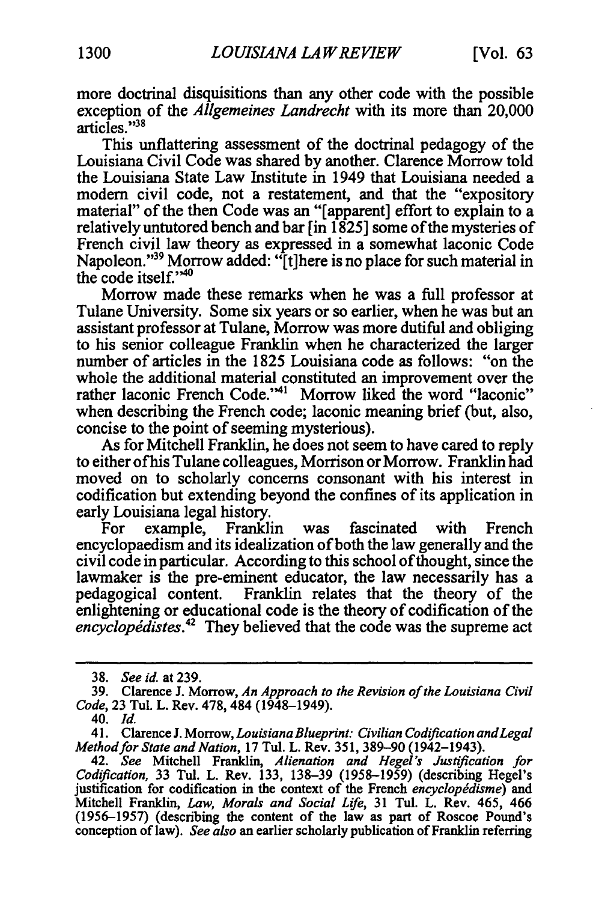more doctrinal disquisitions than any other code with the possible exception of the *Allgemeines Landrecht* with its more than 20,000 articles."[38]

This unflattering assessment of the doctrinal pedagogy of the Louisiana Civil Code was shared by another. Clarence Morrow told the Louisiana State Law Institute in 1949 that Louisiana needed a modern civil code, not a restatement, and that the "expository material" of the then Code was an "[apparent] effort to explain to a relatively untutored bench and bar [in 1825] some of the mysteries of French civil law theory as expressed in a somewhat laconic Code Napoleon."[39] Morrow added: "[t]here is no place for such material in the code itself."[40]

Morrow made these remarks when he was a full professor at Tulane University. Some six years or so earlier, when he was but an assistant professor at Tulane, Morrow was more dutiful and obliging to his senior colleague Franklin when he characterized the larger number of articles in the 1825 Louisiana code as follows: "on the whole the additional material constituted an improvement over the rather laconic French Code."[41] Morrow liked the word "laconic" when describing the French code; laconic meaning brief (but, also, concise to the point of seeming mysterious).

As for Mitchell Franklin, he does not seem to have cared to reply to either of his Tulane colleagues, Morrison or Morrow. Franklin had moved on to scholarly concerns consonant with his interest in codification but extending beyond the confines of its application in early Louisiana legal history.

For example, Franklin was fascinated with French encyclopaedism and its idealization of both the law generally and the civil code in particular. According to this school of thought, since the lawmaker is the pre-eminent educator, the law necessarily has a pedagogical content. Franklin relates that the theory of the enlightening or educational code is the theory of codification of the *encyclopédistes*.[42] They believed that the code was the supreme act

---

38. *See id.* at 239.

39. Clarence J. Morrow, *An Approach to the Revision of the Louisiana Civil Code*, 23 Tul. L. Rev. 478, 484 (1948–1949).

40. *Id.*

41. Clarence J. Morrow, *Louisiana Blueprint: Civilian Codification and Legal Method for State and Nation*, 17 Tul. L. Rev. 351, 389–90 (1942–1943).

42. *See* Mitchell Franklin, *Alienation and Hegel's Justification for Codification*, 33 Tul. L. Rev. 133, 138–39 (1958–1959) (describing Hegel's justification for codification in the context of the French *encyclopédisme*) and Mitchell Franklin, *Law, Morals and Social Life*, 31 Tul. L. Rev. 465, 466 (1956–1957) (describing the content of the law as part of Roscoe Pound's conception of law). *See also* an earlier scholarly publication of Franklin referring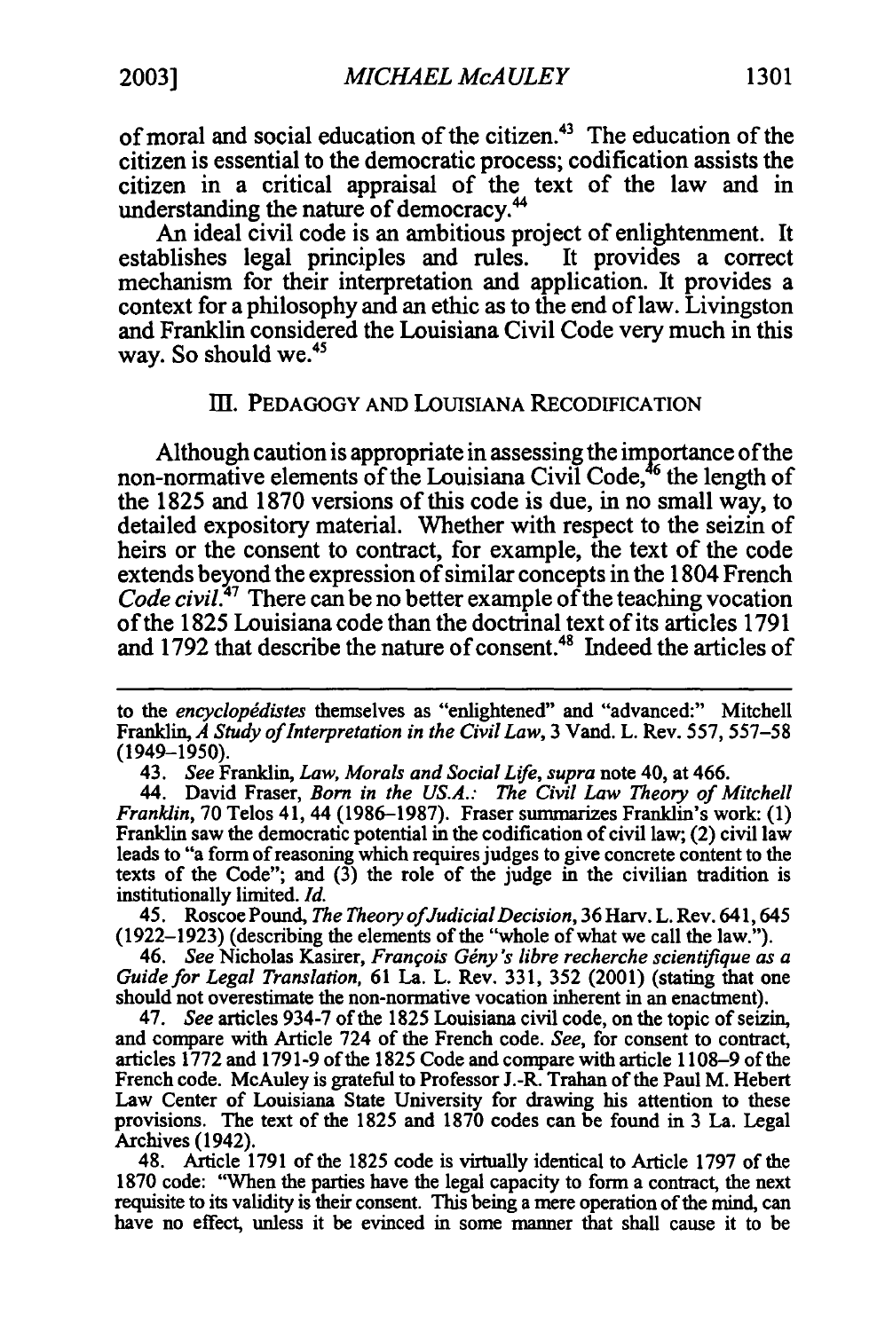of moral and social education of the citizen.[43] The education of the citizen is essential to the democratic process; codification assists the citizen in a critical appraisal of the text of the law and in understanding the nature of democracy.[44]

An ideal civil code is an ambitious project of enlightenment. It establishes legal principles and rules. It provides a correct mechanism for their interpretation and application. It provides a context for a philosophy and an ethic as to the end of law. Livingston and Franklin considered the Louisiana Civil Code very much in this way. So should we.[45]

## III. PEDAGOGY AND LOUISIANA RECODIFICATION

Although caution is appropriate in assessing the importance of the non-normative elements of the Louisiana Civil Code,[46] the length of the 1825 and 1870 versions of this code is due, in no small way, to detailed expository material. Whether with respect to the seizin of heirs or the consent to contract, for example, the text of the code extends beyond the expression of similar concepts in the 1804 French *Code civil*.[47] There can be no better example of the teaching vocation of the 1825 Louisiana code than the doctrinal text of its articles 1791 and 1792 that describe the nature of consent.[48] Indeed the articles of

---

to the *encyclopédistes* themselves as "enlightened" and "advanced:" Mitchell Franklin, *A Study of Interpretation in the Civil Law*, 3 Vand. L. Rev. 557, 557–58 (1949–1950).

43. *See* Franklin, *Law, Morals and Social Life*, *supra* note 40, at 466.

44. David Fraser, *Born in the US.A.: The Civil Law Theory of Mitchell Franklin*, 70 Telos 41, 44 (1986–1987). Fraser summarizes Franklin's work: (1) Franklin saw the democratic potential in the codification of civil law; (2) civil law leads to "a form of reasoning which requires judges to give concrete content to the texts of the Code"; and (3) the role of the judge in the civilian tradition is institutionally limited. *Id.*

45. Roscoe Pound, *The Theory of Judicial Decision*, 36 Harv. L. Rev. 641, 645 (1922–1923) (describing the elements of the "whole of what we call the law.").

46. *See* Nicholas Kasirer, *François Gény's libre recherche scientifique as a Guide for Legal Translation*, 61 La. L. Rev. 331, 352 (2001) (stating that one should not overestimate the non-normative vocation inherent in an enactment).

47. *See* articles 934-7 of the 1825 Louisiana civil code, on the topic of seizin, and compare with Article 724 of the French code. *See*, for consent to contract, articles 1772 and 1791-9 of the 1825 Code and compare with article 1108–9 of the French code. McAuley is grateful to Professor J.-R. Trahan of the Paul M. Hebert Law Center of Louisiana State University for drawing his attention to these provisions. The text of the 1825 and 1870 codes can be found in 3 La. Legal Archives (1942).

48. Article 1791 of the 1825 code is virtually identical to Article 1797 of the 1870 code: "When the parties have the legal capacity to form a contract, the next requisite to its validity is their consent. This being a mere operation of the mind, can have no effect, unless it be evinced in some manner that shall cause it to be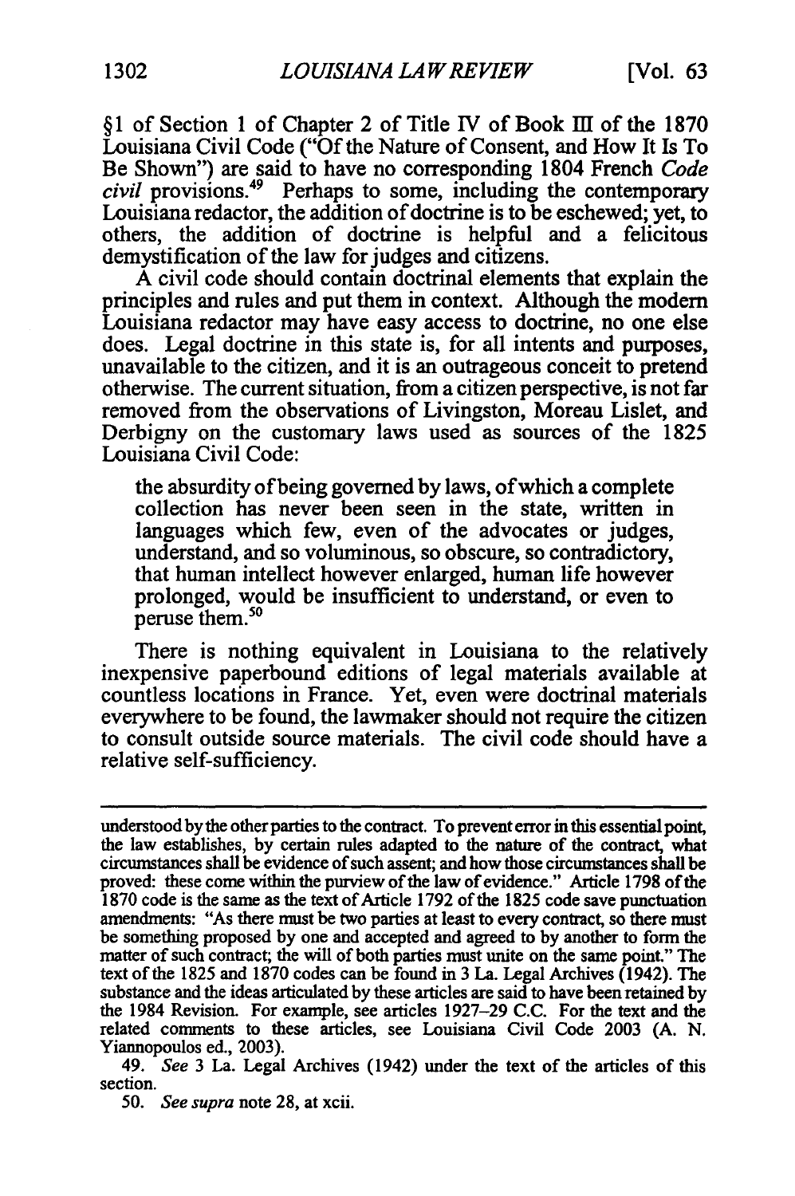§1 of Section 1 of Chapter 2 of Title IV of Book III of the 1870 Louisiana Civil Code ("Of the Nature of Consent, and How It Is To Be Shown") are said to have no corresponding 1804 French *Code civil* provisions.[49] Perhaps to some, including the contemporary Louisiana redactor, the addition of doctrine is to be eschewed; yet, to others, the addition of doctrine is helpful and a felicitous demystification of the law for judges and citizens.

A civil code should contain doctrinal elements that explain the principles and rules and put them in context. Although the modern Louisiana redactor may have easy access to doctrine, no one else does. Legal doctrine in this state is, for all intents and purposes, unavailable to the citizen, and it is an outrageous conceit to pretend otherwise. The current situation, from a citizen perspective, is not far removed from the observations of Livingston, Moreau Lislet, and Derbigny on the customary laws used as sources of the 1825 Louisiana Civil Code:

> the absurdity of being governed by laws, of which a complete collection has never been seen in the state, written in languages which few, even of the advocates or judges, understand, and so voluminous, so obscure, so contradictory, that human intellect however enlarged, human life however prolonged, would be insufficient to understand, or even to peruse them.[50]

There is nothing equivalent in Louisiana to the relatively inexpensive paperbound editions of legal materials available at countless locations in France. Yet, even were doctrinal materials everywhere to be found, the lawmaker should not require the citizen to consult outside source materials. The civil code should have a relative self-sufficiency.

---

understood by the other parties to the contract. To prevent error in this essential point, the law establishes, by certain rules adapted to the nature of the contract, what circumstances shall be evidence of such assent; and how those circumstances shall be proved: these come within the purview of the law of evidence." Article 1798 of the 1870 code is the same as the text of Article 1792 of the 1825 code save punctuation amendments: "As there must be two parties at least to every contract, so there must be something proposed by one and accepted and agreed to by another to form the matter of such contract; the will of both parties must unite on the same point." The text of the 1825 and 1870 codes can be found in 3 La. Legal Archives (1942). The substance and the ideas articulated by these articles are said to have been retained by the 1984 Revision. For example, see articles 1927–29 C.C. For the text and the related comments to these articles, see Louisiana Civil Code 2003 (A. N. Yiannopoulos ed., 2003).

49. *See* 3 La. Legal Archives (1942) under the text of the articles of this section.

50. *See supra* note 28, at xcii.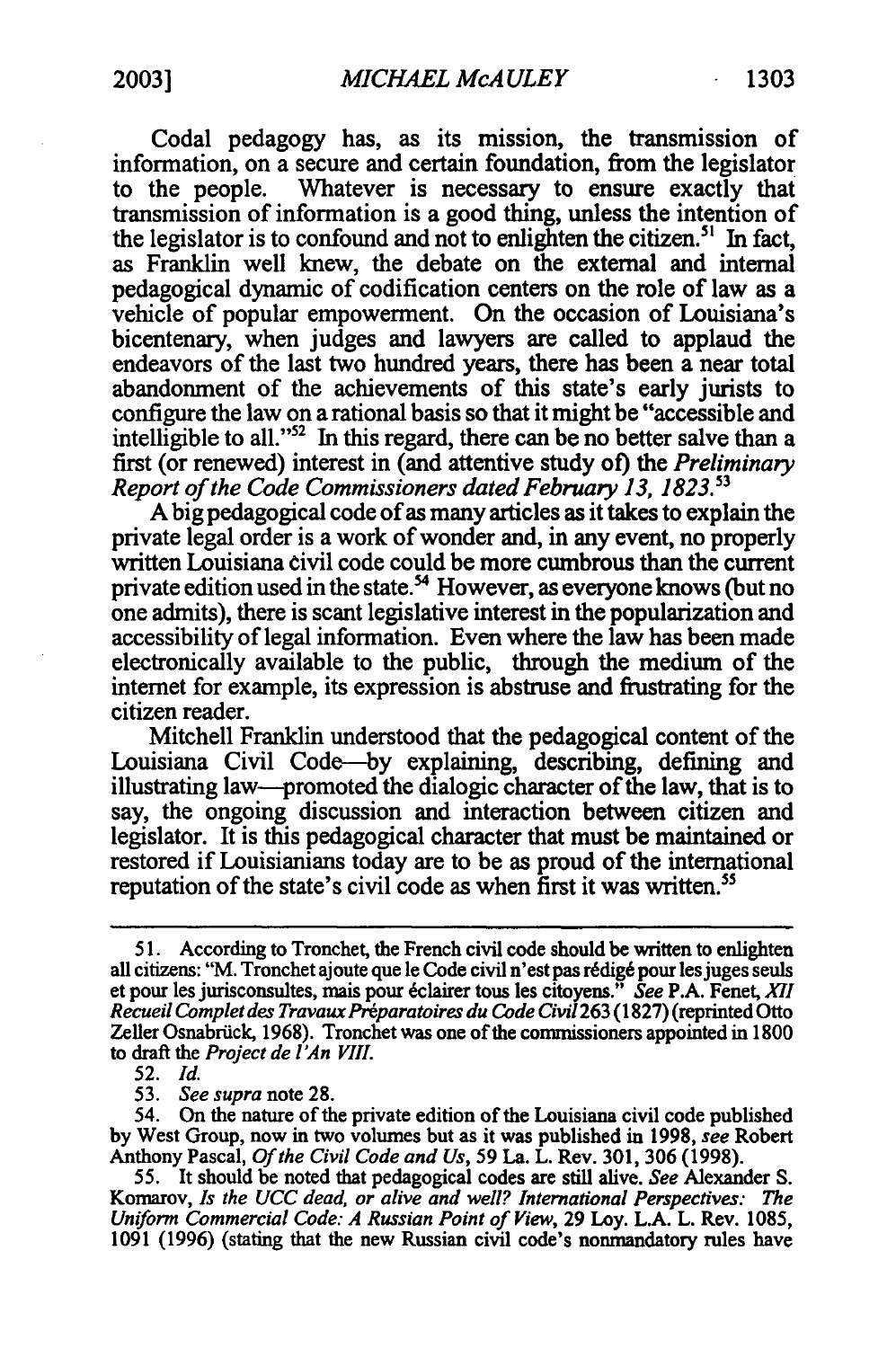Codal pedagogy has, as its mission, the transmission of information, on a secure and certain foundation, from the legislator to the people. Whatever is necessary to ensure exactly that transmission of information is a good thing, unless the intention of the legislator is to confound and not to enlighten the citizen.[51] In fact, as Franklin well knew, the debate on the external and internal pedagogical dynamic of codification centers on the role of law as a vehicle of popular empowerment. On the occasion of Louisiana's bicentenary, when judges and lawyers are called to applaud the endeavors of the last two hundred years, there has been a near total abandonment of the achievements of this state's early jurists to configure the law on a rational basis so that it might be "accessible and intelligible to all."[52] In this regard, there can be no better salve than a first (or renewed) interest in (and attentive study of) the *Preliminary Report of the Code Commissioners dated February 13, 1823*.[53]

A big pedagogical code of as many articles as it takes to explain the private legal order is a work of wonder and, in any event, no properly written Louisiana civil code could be more cumbrous than the current private edition used in the state.[54] However, as everyone knows (but no one admits), there is scant legislative interest in the popularization and accessibility of legal information. Even where the law has been made electronically available to the public, through the medium of the internet for example, its expression is abstruse and frustrating for the citizen reader.

Mitchell Franklin understood that the pedagogical content of the Louisiana Civil Code—by explaining, describing, defining and illustrating law—promoted the dialogic character of the law, that is to say, the ongoing discussion and interaction between citizen and legislator. It is this pedagogical character that must be maintained or restored if Louisianians today are to be as proud of the international reputation of the state's civil code as when first it was written.[55]

---

51. According to Tronchet, the French civil code should be written to enlighten all citizens: "M. Tronchet ajoute que le Code civil n'est pas rédigé pour les juges seuls et pour les jurisconsultes, mais pour éclairer tous les citoyens." *See* P.A. Fenet, *XII Recueil Complet des Travaux Préparatoires du Code Civil* 263 (1827) (reprinted Otto Zeller Osnabrück, 1968). Tronchet was one of the commissioners appointed in 1800 to draft the *Project de l'An VIII*.

52. *Id.*

53. *See supra* note 28.

54. On the nature of the private edition of the Louisiana civil code published by West Group, now in two volumes but as it was published in 1998, *see* Robert Anthony Pascal, *Of the Civil Code and Us*, 59 La. L. Rev. 301, 306 (1998).

55. It should be noted that pedagogical codes are still alive. *See* Alexander S. Komarov, *Is the UCC dead, or alive and well? International Perspectives: The Uniform Commercial Code: A Russian Point of View*, 29 Loy. L.A. L. Rev. 1085, 1091 (1996) (stating that the new Russian civil code's nonmandatory rules have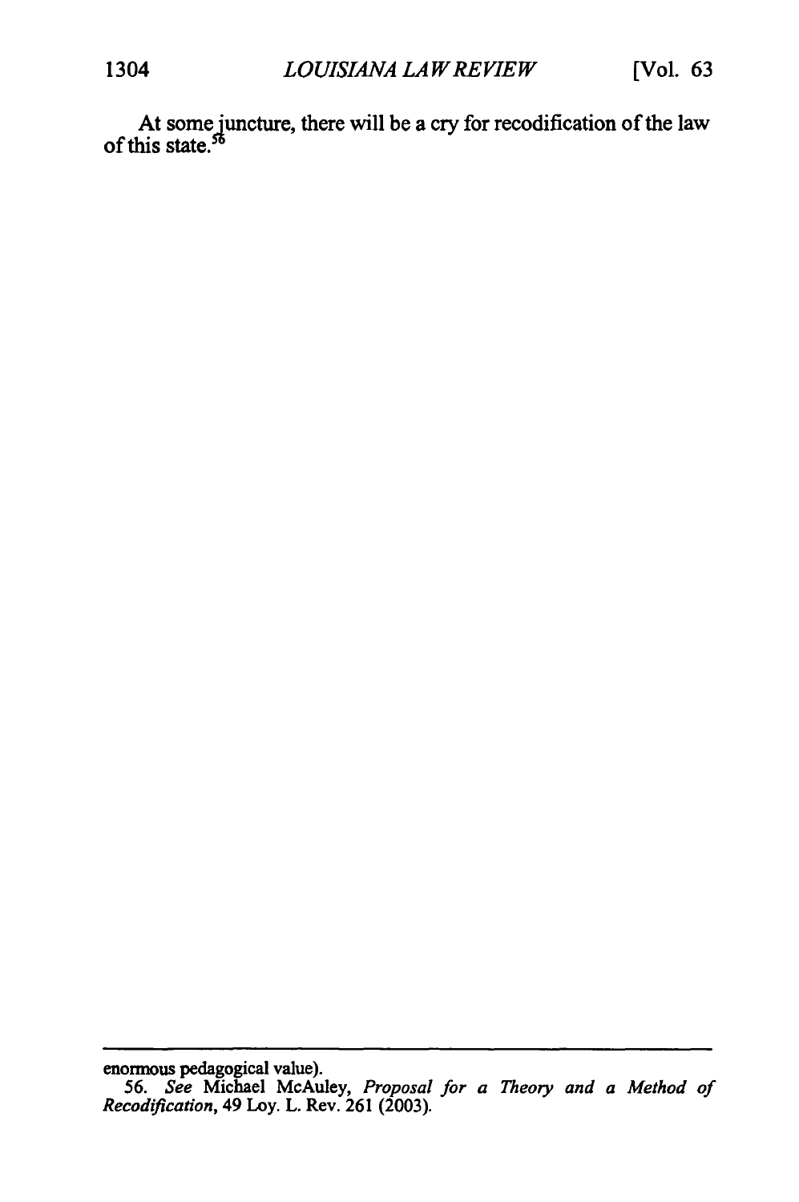At some juncture, there will be a cry for recodification of the law of this state.[56]

---

enormous pedagogical value).

56. *See* Michael McAuley, *Proposal for a Theory and a Method of Recodification*, 49 Loy. L. Rev. 261 (2003).